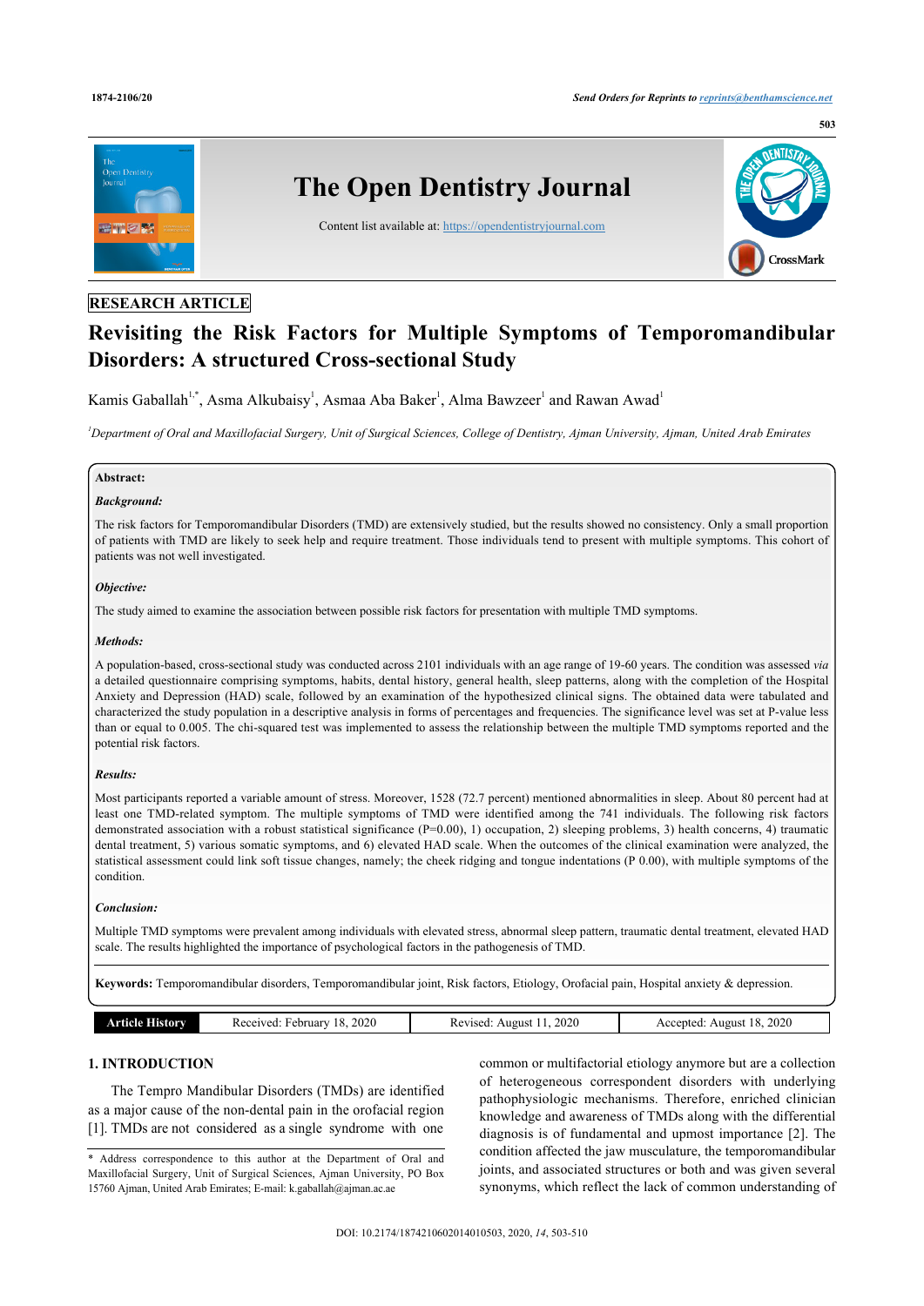RESEARCH ARTICLE

# Revisiting the Risk Factors for Multiple Symptoms of Temporomandibular Disorders: A structured Cross-sectional Study

Kamis Gaballah[1,*], Asma Alkubaisy[1], Asmaa Aba Baker[1], Alma Bawzeer[1] and Rawan Awad[1]

[1]*Department of Oral and Maxillofacial Surgery, Unit of Surgical Sciences, College of Dentistry, Ajman University, Ajman, United Arab Emirates*

**Abstract:**

***Background:***

The risk factors for Temporomandibular Disorders (TMD) are extensively studied, but the results showed no consistency. Only a small proportion of patients with TMD are likely to seek help and require treatment. Those individuals tend to present with multiple symptoms. This cohort of patients was not well investigated.

***Objective:***

The study aimed to examine the association between possible risk factors for presentation with multiple TMD symptoms.

***Methods:***

A population-based, cross-sectional study was conducted across 2101 individuals with an age range of 19-60 years. The condition was assessed *via* a detailed questionnaire comprising symptoms, habits, dental history, general health, sleep patterns, along with the completion of the Hospital Anxiety and Depression (HAD) scale, followed by an examination of the hypothesized clinical signs. The obtained data were tabulated and characterized the study population in a descriptive analysis in forms of percentages and frequencies. The significance level was set at P-value less than or equal to 0.005. The chi-squared test was implemented to assess the relationship between the multiple TMD symptoms reported and the potential risk factors.

***Results:***

Most participants reported a variable amount of stress. Moreover, 1528 (72.7 percent) mentioned abnormalities in sleep. About 80 percent had at least one TMD-related symptom. The multiple symptoms of TMD were identified among the 741 individuals. The following risk factors demonstrated association with a robust statistical significance (P=0.00), 1) occupation, 2) sleeping problems, 3) health concerns, 4) traumatic dental treatment, 5) various somatic symptoms, and 6) elevated HAD scale. When the outcomes of the clinical examination were analyzed, the statistical assessment could link soft tissue changes, namely; the cheek ridging and tongue indentations (P 0.00), with multiple symptoms of the condition.

***Conclusion:***

Multiple TMD symptoms were prevalent among individuals with elevated stress, abnormal sleep pattern, traumatic dental treatment, elevated HAD scale. The results highlighted the importance of psychological factors in the pathogenesis of TMD.

**Keywords:** Temporomandibular disorders, Temporomandibular joint, Risk factors, Etiology, Orofacial pain, Hospital anxiety & depression.

| Article History | Received: February 18, 2020 | Revised: August 11, 2020 | Accepted: August 18, 2020 |
|---|---|---|---|

## 1. INTRODUCTION

The Tempro Mandibular Disorders (TMDs) are identified as a major cause of the non-dental pain in the orofacial region [1]. TMDs are not considered as a single syndrome with one common or multifactorial etiology anymore but are a collection of heterogeneous correspondent disorders with underlying pathophysiologic mechanisms. Therefore, enriched clinician knowledge and awareness of TMDs along with the differential diagnosis is of fundamental and upmost importance [2]. The condition affected the jaw musculature, the temporomandibular joints, and associated structures or both and was given several synonyms, which reflect the lack of common understanding of

\* Address correspondence to this author at the Department of Oral and Maxillofacial Surgery, Unit of Surgical Sciences, Ajman University, PO Box 15760 Ajman, United Arab Emirates; E-mail: k.gaballah@ajman.ac.ae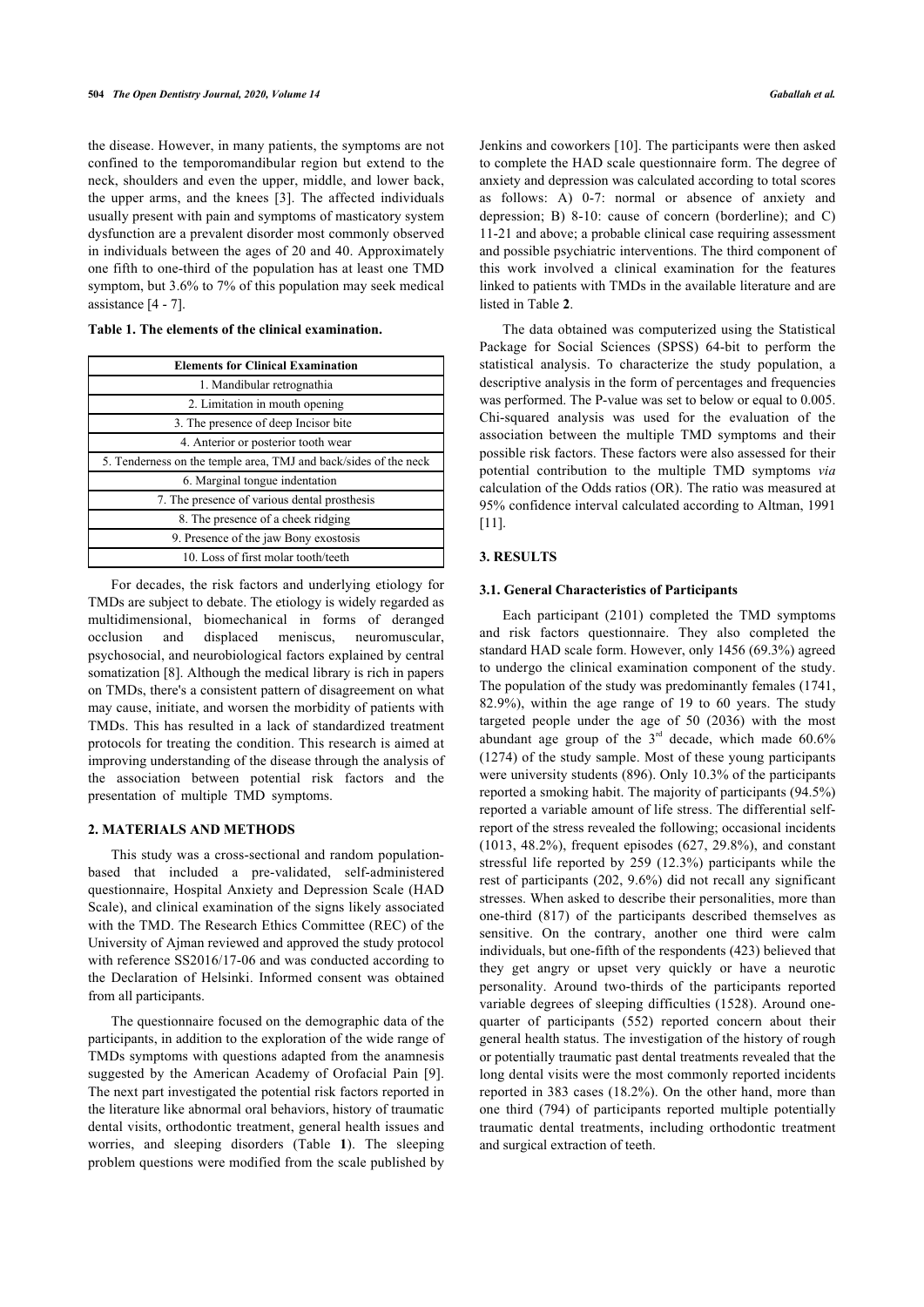the disease. However, in many patients, the symptoms are not confined to the temporomandibular region but extend to the neck, shoulders and even the upper, middle, and lower back, the upper arms, and the knees [3]. The affected individuals usually present with pain and symptoms of masticatory system dysfunction are a prevalent disorder most commonly observed in individuals between the ages of 20 and 40. Approximately one fifth to one-third of the population has at least one TMD symptom, but 3.6% to 7% of this population may seek medical assistance [4 - 7].

**Table 1. The elements of the clinical examination.**

| Elements for Clinical Examination |
|---|
| 1. Mandibular retrognathia |
| 2. Limitation in mouth opening |
| 3. The presence of deep Incisor bite |
| 4. Anterior or posterior tooth wear |
| 5. Tenderness on the temple area, TMJ and back/sides of the neck |
| 6. Marginal tongue indentation |
| 7. The presence of various dental prosthesis |
| 8. The presence of a cheek ridging |
| 9. Presence of the jaw Bony exostosis |
| 10. Loss of first molar tooth/teeth |

For decades, the risk factors and underlying etiology for TMDs are subject to debate. The etiology is widely regarded as multidimensional, biomechanical in forms of deranged occlusion and displaced meniscus, neuromuscular, psychosocial, and neurobiological factors explained by central somatization [8]. Although the medical library is rich in papers on TMDs, there's a consistent pattern of disagreement on what may cause, initiate, and worsen the morbidity of patients with TMDs. This has resulted in a lack of standardized treatment protocols for treating the condition. This research is aimed at improving understanding of the disease through the analysis of the association between potential risk factors and the presentation of multiple TMD symptoms.

## 2. MATERIALS AND METHODS

This study was a cross-sectional and random population-based that included a pre-validated, self-administered questionnaire, Hospital Anxiety and Depression Scale (HAD Scale), and clinical examination of the signs likely associated with the TMD. The Research Ethics Committee (REC) of the University of Ajman reviewed and approved the study protocol with reference SS2016/17-06 and was conducted according to the Declaration of Helsinki. Informed consent was obtained from all participants.

The questionnaire focused on the demographic data of the participants, in addition to the exploration of the wide range of TMDs symptoms with questions adapted from the anamnesis suggested by the American Academy of Orofacial Pain [9]. The next part investigated the potential risk factors reported in the literature like abnormal oral behaviors, history of traumatic dental visits, orthodontic treatment, general health issues and worries, and sleeping disorders (Table **1**). The sleeping problem questions were modified from the scale published by Jenkins and coworkers [10]. The participants were then asked to complete the HAD scale questionnaire form. The degree of anxiety and depression was calculated according to total scores as follows: A) 0-7: normal or absence of anxiety and depression; B) 8-10: cause of concern (borderline); and C) 11-21 and above; a probable clinical case requiring assessment and possible psychiatric interventions. The third component of this work involved a clinical examination for the features linked to patients with TMDs in the available literature and are listed in Table **2**.

The data obtained was computerized using the Statistical Package for Social Sciences (SPSS) 64-bit to perform the statistical analysis. To characterize the study population, a descriptive analysis in the form of percentages and frequencies was performed. The P-value was set to below or equal to 0.005. Chi-squared analysis was used for the evaluation of the association between the multiple TMD symptoms and their possible risk factors. These factors were also assessed for their potential contribution to the multiple TMD symptoms *via* calculation of the Odds ratios (OR). The ratio was measured at 95% confidence interval calculated according to Altman, 1991 [11].

## 3. RESULTS

### 3.1. General Characteristics of Participants

Each participant (2101) completed the TMD symptoms and risk factors questionnaire. They also completed the standard HAD scale form. However, only 1456 (69.3%) agreed to undergo the clinical examination component of the study. The population of the study was predominantly females (1741, 82.9%), within the age range of 19 to 60 years. The study targeted people under the age of 50 (2036) with the most abundant age group of the 3rd decade, which made 60.6% (1274) of the study sample. Most of these young participants were university students (896). Only 10.3% of the participants reported a smoking habit. The majority of participants (94.5%) reported a variable amount of life stress. The differential self-report of the stress revealed the following; occasional incidents (1013, 48.2%), frequent episodes (627, 29.8%), and constant stressful life reported by 259 (12.3%) participants while the rest of participants (202, 9.6%) did not recall any significant stresses. When asked to describe their personalities, more than one-third (817) of the participants described themselves as sensitive. On the contrary, another one third were calm individuals, but one-fifth of the respondents (423) believed that they get angry or upset very quickly or have a neurotic personality. Around two-thirds of the participants reported variable degrees of sleeping difficulties (1528). Around one-quarter of participants (552) reported concern about their general health status. The investigation of the history of rough or potentially traumatic past dental treatments revealed that the long dental visits were the most commonly reported incidents reported in 383 cases (18.2%). On the other hand, more than one third (794) of participants reported multiple potentially traumatic dental treatments, including orthodontic treatment and surgical extraction of teeth.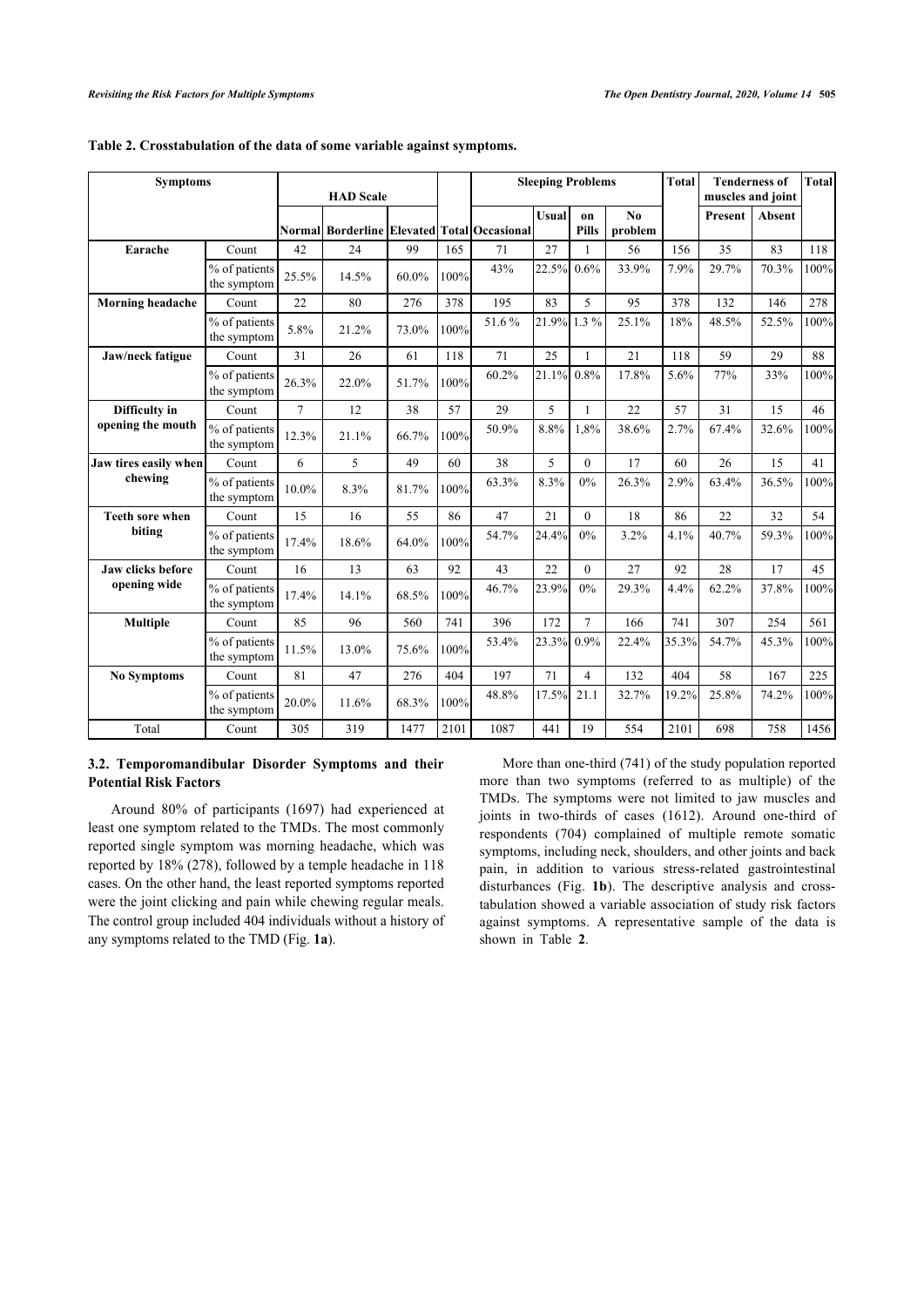**Table 2. Crosstabulation of the data of some variable against symptoms.**

| Symptoms | | HAD Scale | | | | Sleeping Problems | | | | Total | Tenderness of muscles and joint | | Total |
|---|---|---|---|---|---|---|---|---|---|---|---|---|---|
| | | Normal | Borderline | Elevated | Total | Occasional | Usual | on Pills | No problem | | Present | Absent | |
| **Earache** | Count | 42 | 24 | 99 | 165 | 71 | 27 | 1 | 56 | 156 | 35 | 83 | 118 |
| | % of patients the symptom | 25.5% | 14.5% | 60.0% | 100% | 43% | 22.5% | 0.6% | 33.9% | 7.9% | 29.7% | 70.3% | 100% |
| **Morning headache** | Count | 22 | 80 | 276 | 378 | 195 | 83 | 5 | 95 | 378 | 132 | 146 | 278 |
| | % of patients the symptom | 5.8% | 21.2% | 73.0% | 100% | 51.6 % | 21.9% | 1.3 % | 25.1% | 18% | 48.5% | 52.5% | 100% |
| **Jaw/neck fatigue** | Count | 31 | 26 | 61 | 118 | 71 | 25 | 1 | 21 | 118 | 59 | 29 | 88 |
| | % of patients the symptom | 26.3% | 22.0% | 51.7% | 100% | 60.2% | 21.1% | 0.8% | 17.8% | 5.6% | 77% | 33% | 100% |
| **Difficulty in opening the mouth** | Count | 7 | 12 | 38 | 57 | 29 | 5 | 1 | 22 | 57 | 31 | 15 | 46 |
| | % of patients the symptom | 12.3% | 21.1% | 66.7% | 100% | 50.9% | 8.8% | 1,8% | 38.6% | 2.7% | 67.4% | 32.6% | 100% |
| **Jaw tires easily when chewing** | Count | 6 | 5 | 49 | 60 | 38 | 5 | 0 | 17 | 60 | 26 | 15 | 41 |
| | % of patients the symptom | 10.0% | 8.3% | 81.7% | 100% | 63.3% | 8.3% | 0% | 26.3% | 2.9% | 63.4% | 36.5% | 100% |
| **Teeth sore when biting** | Count | 15 | 16 | 55 | 86 | 47 | 21 | 0 | 18 | 86 | 22 | 32 | 54 |
| | % of patients the symptom | 17.4% | 18.6% | 64.0% | 100% | 54.7% | 24.4% | 0% | 3.2% | 4.1% | 40.7% | 59.3% | 100% |
| **Jaw clicks before opening wide** | Count | 16 | 13 | 63 | 92 | 43 | 22 | 0 | 27 | 92 | 28 | 17 | 45 |
| | % of patients the symptom | 17.4% | 14.1% | 68.5% | 100% | 46.7% | 23.9% | 0% | 29.3% | 4.4% | 62.2% | 37.8% | 100% |
| **Multiple** | Count | 85 | 96 | 560 | 741 | 396 | 172 | 7 | 166 | 741 | 307 | 254 | 561 |
| | % of patients the symptom | 11.5% | 13.0% | 75.6% | 100% | 53.4% | 23.3% | 0.9% | 22.4% | 35.3% | 54.7% | 45.3% | 100% |
| **No Symptoms** | Count | 81 | 47 | 276 | 404 | 197 | 71 | 4 | 132 | 404 | 58 | 167 | 225 |
| | % of patients the symptom | 20.0% | 11.6% | 68.3% | 100% | 48.8% | 17.5% | 21.1 | 32.7% | 19.2% | 25.8% | 74.2% | 100% |
| Total | Count | 305 | 319 | 1477 | 2101 | 1087 | 441 | 19 | 554 | 2101 | 698 | 758 | 1456 |

### 3.2. Temporomandibular Disorder Symptoms and their Potential Risk Factors

Around 80% of participants (1697) had experienced at least one symptom related to the TMDs. The most commonly reported single symptom was morning headache, which was reported by 18% (278), followed by a temple headache in 118 cases. On the other hand, the least reported symptoms reported were the joint clicking and pain while chewing regular meals. The control group included 404 individuals without a history of any symptoms related to the TMD (Fig. **1a**).

More than one-third (741) of the study population reported more than two symptoms (referred to as multiple) of the TMDs. The symptoms were not limited to jaw muscles and joints in two-thirds of cases (1612). Around one-third of respondents (704) complained of multiple remote somatic symptoms, including neck, shoulders, and other joints and back pain, in addition to various stress-related gastrointestinal disturbances (Fig. **1b**). The descriptive analysis and cross-tabulation showed a variable association of study risk factors against symptoms. A representative sample of the data is shown in Table **2**.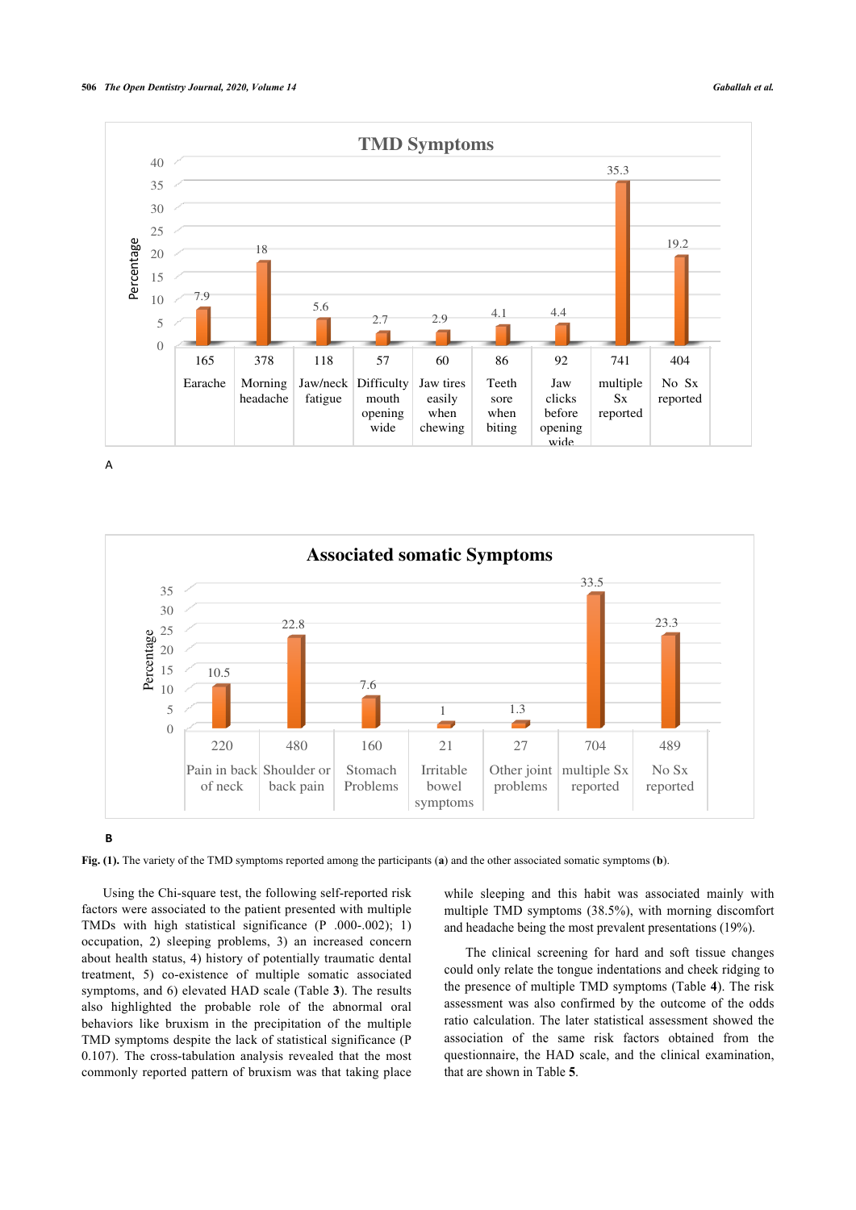**TMD Symptoms**

| | Earache | Morning headache | Jaw/neck fatigue | Difficulty mouth opening wide | Jaw tires easily when chewing | Teeth sore when biting | Jaw clicks before opening wide | multiple Sx reported | No Sx reported |
|---|---|---|---|---|---|---|---|---|---|
| Percentage | 7.9 | 18 | 5.6 | 2.7 | 2.9 | 4.1 | 4.4 | 35.3 | 19.2 |
| n | 165 | 378 | 118 | 57 | 60 | 86 | 92 | 741 | 404 |

A

**Associated somatic Symptoms**

| | Pain in back of neck | Shoulder or back pain | Stomach Problems | Irritable bowel symptoms | Other joint problems | multiple Sx reported | No Sx reported |
|---|---|---|---|---|---|---|---|
| Percentage | 10.5 | 22.8 | 7.6 | 1 | 1.3 | 33.5 | 23.3 |
| n | 220 | 480 | 160 | 21 | 27 | 704 | 489 |

B

**Fig. (1).** The variety of the TMD symptoms reported among the participants (**a**) and the other associated somatic symptoms (**b**).

Using the Chi-square test, the following self-reported risk factors were associated to the patient presented with multiple TMDs with high statistical significance (P .000-.002); 1) occupation, 2) sleeping problems, 3) an increased concern about health status, 4) history of potentially traumatic dental treatment, 5) co-existence of multiple somatic associated symptoms, and 6) elevated HAD scale (Table **3**). The results also highlighted the probable role of the abnormal oral behaviors like bruxism in the precipitation of the multiple TMD symptoms despite the lack of statistical significance (P 0.107). The cross-tabulation analysis revealed that the most commonly reported pattern of bruxism was that taking place while sleeping and this habit was associated mainly with multiple TMD symptoms (38.5%), with morning discomfort and headache being the most prevalent presentations (19%).

The clinical screening for hard and soft tissue changes could only relate the tongue indentations and cheek ridging to the presence of multiple TMD symptoms (Table **4**). The risk assessment was also confirmed by the outcome of the odds ratio calculation. The later statistical assessment showed the association of the same risk factors obtained from the questionnaire, the HAD scale, and the clinical examination, that are shown in Table **5**.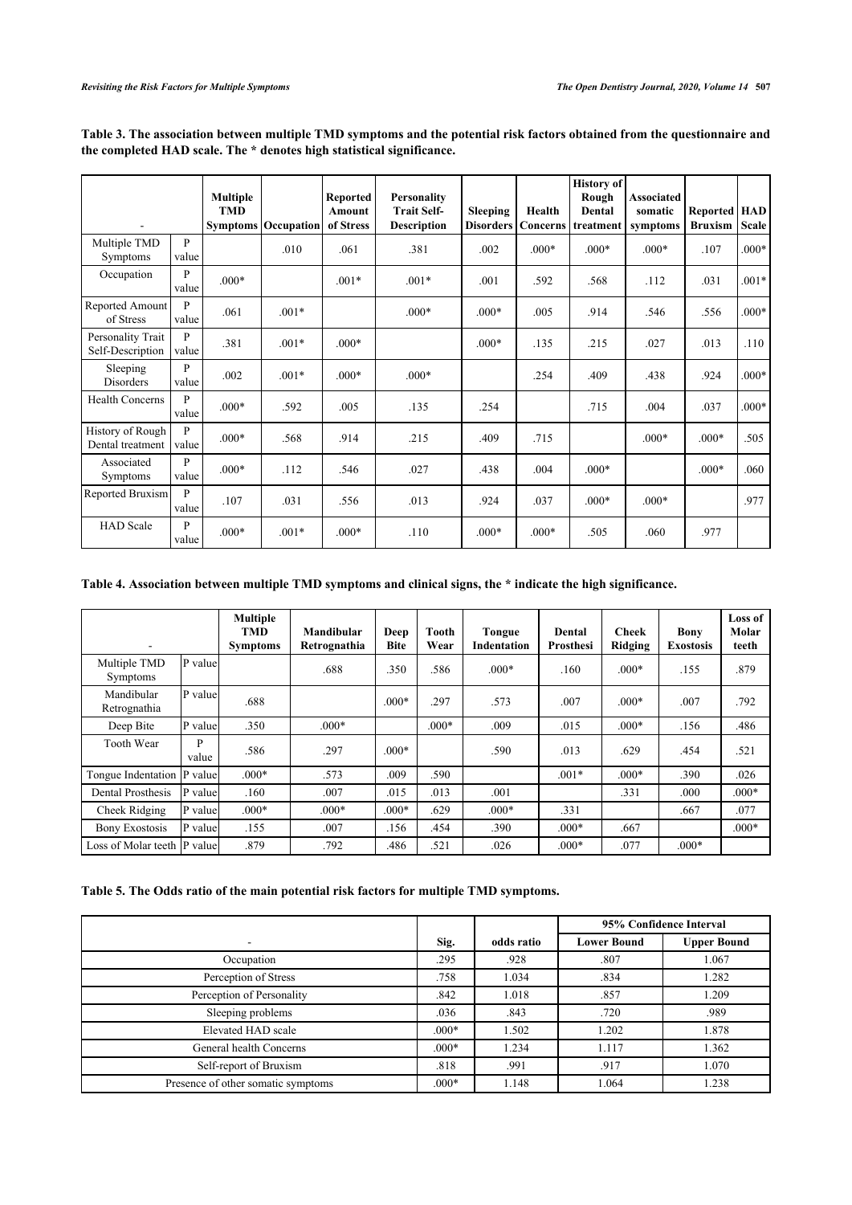**Table 3. The association between multiple TMD symptoms and the potential risk factors obtained from the questionnaire and the completed HAD scale. The * denotes high statistical significance.**

| - | | Multiple TMD Symptoms | Occupation | Reported Amount of Stress | Personality Trait Self-Description | Sleeping Disorders | Health Concerns | History of Rough Dental treatment | Associated somatic symptoms | Reported Bruxism | HAD Scale |
|---|---|---|---|---|---|---|---|---|---|---|---|
| Multiple TMD Symptoms | P value | | .010 | .061 | .381 | .002 | .000* | .000* | .000* | .107 | .000* |
| Occupation | P value | .000* | | .001* | .001* | .001 | .592 | .568 | .112 | .031 | .001* |
| Reported Amount of Stress | P value | .061 | .001* | | .000* | .000* | .005 | .914 | .546 | .556 | .000* |
| Personality Trait Self-Description | P value | .381 | .001* | .000* | | .000* | .135 | .215 | .027 | .013 | .110 |
| Sleeping Disorders | P value | .002 | .001* | .000* | .000* | | .254 | .409 | .438 | .924 | .000* |
| Health Concerns | P value | .000* | .592 | .005 | .135 | .254 | | .715 | .004 | .037 | .000* |
| History of Rough Dental treatment | P value | .000* | .568 | .914 | .215 | .409 | .715 | | .000* | .000* | .505 |
| Associated Symptoms | P value | .000* | .112 | .546 | .027 | .438 | .004 | .000* | | .000* | .060 |
| Reported Bruxism | P value | .107 | .031 | .556 | .013 | .924 | .037 | .000* | .000* | | .977 |
| HAD Scale | P value | .000* | .001* | .000* | .110 | .000* | .000* | .505 | .060 | .977 | |

**Table 4. Association between multiple TMD symptoms and clinical signs, the * indicate the high significance.**

| - | | Multiple TMD Symptoms | Mandibular Retrognathia | Deep Bite | Tooth Wear | Tongue Indentation | Dental Prosthesi | Cheek Ridging | Bony Exostosis | Loss of Molar teeth |
|---|---|---|---|---|---|---|---|---|---|---|
| Multiple TMD Symptoms | P value | | .688 | .350 | .586 | .000* | .160 | .000* | .155 | .879 |
| Mandibular Retrognathia | P value | .688 | | .000* | .297 | .573 | .007 | .000* | .007 | .792 |
| Deep Bite | P value | .350 | .000* | | .000* | .009 | .015 | .000* | .156 | .486 |
| Tooth Wear | P value | .586 | .297 | .000* | | .590 | .013 | .629 | .454 | .521 |
| Tongue Indentation | P value | .000* | .573 | .009 | .590 | | .001* | .000* | .390 | .026 |
| Dental Prosthesis | P value | .160 | .007 | .015 | .013 | .001 | | .331 | .000 | .000* |
| Cheek Ridging | P value | .000* | .000* | .000* | .629 | .000* | .331 | | .667 | .077 |
| Bony Exostosis | P value | .155 | .007 | .156 | .454 | .390 | .000* | .667 | | .000* |
| Loss of Molar teeth | P value | .879 | .792 | .486 | .521 | .026 | .000* | .077 | .000* | |

**Table 5. The Odds ratio of the main potential risk factors for multiple TMD symptoms.**

| - | Sig. | odds ratio | 95% Confidence Interval | |
|---|---|---|---|---|
| | | | Lower Bound | Upper Bound |
| Occupation | .295 | .928 | .807 | 1.067 |
| Perception of Stress | .758 | 1.034 | .834 | 1.282 |
| Perception of Personality | .842 | 1.018 | .857 | 1.209 |
| Sleeping problems | .036 | .843 | .720 | .989 |
| Elevated HAD scale | .000* | 1.502 | 1.202 | 1.878 |
| General health Concerns | .000* | 1.234 | 1.117 | 1.362 |
| Self-report of Bruxism | .818 | .991 | .917 | 1.070 |
| Presence of other somatic symptoms | .000* | 1.148 | 1.064 | 1.238 |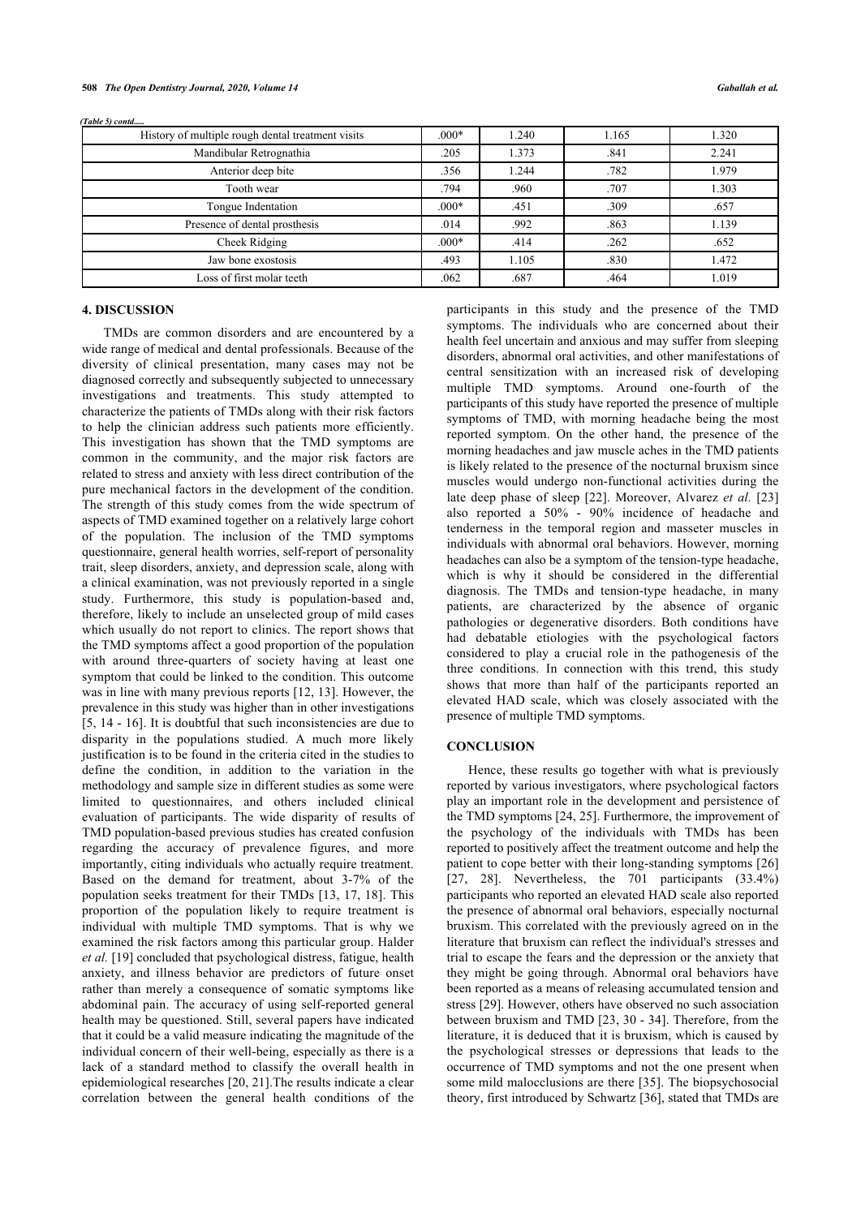*(Table 5) contd.....*

| | | | | |
|---|---|---|---|---|
| History of multiple rough dental treatment visits | .000* | 1.240 | 1.165 | 1.320 |
| Mandibular Retrognathia | .205 | 1.373 | .841 | 2.241 |
| Anterior deep bite | .356 | 1.244 | .782 | 1.979 |
| Tooth wear | .794 | .960 | .707 | 1.303 |
| Tongue Indentation | .000* | .451 | .309 | .657 |
| Presence of dental prosthesis | .014 | .992 | .863 | 1.139 |
| Cheek Ridging | .000* | .414 | .262 | .652 |
| Jaw bone exostosis | .493 | 1.105 | .830 | 1.472 |
| Loss of first molar teeth | .062 | .687 | .464 | 1.019 |

## 4. DISCUSSION

TMDs are common disorders and are encountered by a wide range of medical and dental professionals. Because of the diversity of clinical presentation, many cases may not be diagnosed correctly and subsequently subjected to unnecessary investigations and treatments. This study attempted to characterize the patients of TMDs along with their risk factors to help the clinician address such patients more efficiently. This investigation has shown that the TMD symptoms are common in the community, and the major risk factors are related to stress and anxiety with less direct contribution of the pure mechanical factors in the development of the condition. The strength of this study comes from the wide spectrum of aspects of TMD examined together on a relatively large cohort of the population. The inclusion of the TMD symptoms questionnaire, general health worries, self-report of personality trait, sleep disorders, anxiety, and depression scale, along with a clinical examination, was not previously reported in a single study. Furthermore, this study is population-based and, therefore, likely to include an unselected group of mild cases which usually do not report to clinics. The report shows that the TMD symptoms affect a good proportion of the population with around three-quarters of society having at least one symptom that could be linked to the condition. This outcome was in line with many previous reports [12, 13]. However, the prevalence in this study was higher than in other investigations [5, 14 - 16]. It is doubtful that such inconsistencies are due to disparity in the populations studied. A much more likely justification is to be found in the criteria cited in the studies to define the condition, in addition to the variation in the methodology and sample size in different studies as some were limited to questionnaires, and others included clinical evaluation of participants. The wide disparity of results of TMD population-based previous studies has created confusion regarding the accuracy of prevalence figures, and more importantly, citing individuals who actually require treatment. Based on the demand for treatment, about 3-7% of the population seeks treatment for their TMDs [13, 17, 18]. This proportion of the population likely to require treatment is individual with multiple TMD symptoms. That is why we examined the risk factors among this particular group. Halder *et al.* [19] concluded that psychological distress, fatigue, health anxiety, and illness behavior are predictors of future onset rather than merely a consequence of somatic symptoms like abdominal pain. The accuracy of using self-reported general health may be questioned. Still, several papers have indicated that it could be a valid measure indicating the magnitude of the individual concern of their well-being, especially as there is a lack of a standard method to classify the overall health in epidemiological researches [20, 21].The results indicate a clear correlation between the general health conditions of the participants in this study and the presence of the TMD symptoms. The individuals who are concerned about their health feel uncertain and anxious and may suffer from sleeping disorders, abnormal oral activities, and other manifestations of central sensitization with an increased risk of developing multiple TMD symptoms. Around one-fourth of the participants of this study have reported the presence of multiple symptoms of TMD, with morning headache being the most reported symptom. On the other hand, the presence of the morning headaches and jaw muscle aches in the TMD patients is likely related to the presence of the nocturnal bruxism since muscles would undergo non-functional activities during the late deep phase of sleep [22]. Moreover, Alvarez *et al.* [23] also reported a 50% - 90% incidence of headache and tenderness in the temporal region and masseter muscles in individuals with abnormal oral behaviors. However, morning headaches can also be a symptom of the tension-type headache, which is why it should be considered in the differential diagnosis. The TMDs and tension-type headache, in many patients, are characterized by the absence of organic pathologies or degenerative disorders. Both conditions have had debatable etiologies with the psychological factors considered to play a crucial role in the pathogenesis of the three conditions. In connection with this trend, this study shows that more than half of the participants reported an elevated HAD scale, which was closely associated with the presence of multiple TMD symptoms.

## CONCLUSION

Hence, these results go together with what is previously reported by various investigators, where psychological factors play an important role in the development and persistence of the TMD symptoms [24, 25]. Furthermore, the improvement of the psychology of the individuals with TMDs has been reported to positively affect the treatment outcome and help the patient to cope better with their long-standing symptoms [26] [27, 28]. Nevertheless, the 701 participants (33.4%) participants who reported an elevated HAD scale also reported the presence of abnormal oral behaviors, especially nocturnal bruxism. This correlated with the previously agreed on in the literature that bruxism can reflect the individual's stresses and trial to escape the fears and the depression or the anxiety that they might be going through. Abnormal oral behaviors have been reported as a means of releasing accumulated tension and stress [29]. However, others have observed no such association between bruxism and TMD [23, 30 - 34]. Therefore, from the literature, it is deduced that it is bruxism, which is caused by the psychological stresses or depressions that leads to the occurrence of TMD symptoms and not the one present when some mild malocclusions are there [35]. The biopsychosocial theory, first introduced by Schwartz [36], stated that TMDs are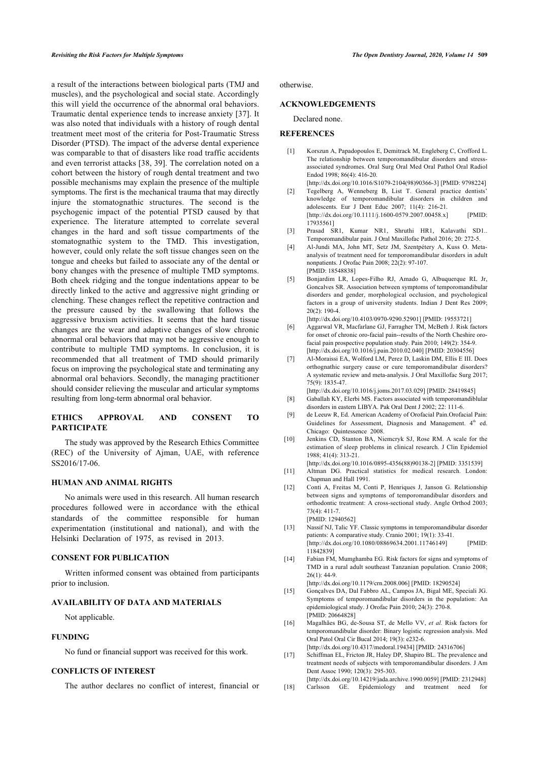a result of the interactions between biological parts (TMJ and muscles), and the psychological and social state. Accordingly this will yield the occurrence of the abnormal oral behaviors. Traumatic dental experience tends to increase anxiety [37]. It was also noted that individuals with a history of rough dental treatment meet most of the criteria for Post-Traumatic Stress Disorder (PTSD). The impact of the adverse dental experience was comparable to that of disasters like road traffic accidents and even terrorist attacks [38, 39]. The correlation noted on a cohort between the history of rough dental treatment and two possible mechanisms may explain the presence of the multiple symptoms. The first is the mechanical trauma that may directly injure the stomatognathic structures. The second is the psychogenic impact of the potential PTSD caused by that experience. The literature attempted to correlate several changes in the hard and soft tissue compartments of the stomatognathic system to the TMD. This investigation, however, could only relate the soft tissue changes seen on the tongue and cheeks but failed to associate any of the dental or bony changes with the presence of multiple TMD symptoms. Both cheek ridging and the tongue indentations appear to be directly linked to the active and aggressive night grinding or clenching. These changes reflect the repetitive contraction and the pressure caused by the swallowing that follows the aggressive bruxism activities. It seems that the hard tissue changes are the wear and adaptive changes of slow chronic abnormal oral behaviors that may not be aggressive enough to contribute to multiple TMD symptoms. In conclusion, it is recommended that all treatment of TMD should primarily focus on improving the psychological state and terminating any abnormal oral behaviors. Secondly, the managing practitioner should consider relieving the muscular and articular symptoms resulting from long-term abnormal oral behavior.

## ETHICS APPROVAL AND CONSENT TO PARTICIPATE

The study was approved by the Research Ethics Committee (REC) of the University of Ajman, UAE, with reference SS2016/17-06.

## HUMAN AND ANIMAL RIGHTS

No animals were used in this research. All human research procedures followed were in accordance with the ethical standards of the committee responsible for human experimentation (institutional and national), and with the Helsinki Declaration of 1975, as revised in 2013.

## CONSENT FOR PUBLICATION

Written informed consent was obtained from participants prior to inclusion.

## AVAILABILITY OF DATA AND MATERIALS

Not applicable.

## FUNDING

No fund or financial support was received for this work.

## CONFLICTS OF INTEREST

The author declares no conflict of interest, financial or otherwise.

## ACKNOWLEDGEMENTS

Declared none.

## REFERENCES

[1] Korszun A, Papadopoulos E, Demitrack M, Engleberg C, Crofford L. The relationship between temporomandibular disorders and stress-associated syndromes. Oral Surg Oral Med Oral Pathol Oral Radiol Endod 1998; 86(4): 416-20. [http://dx.doi.org/10.1016/S1079-2104(98)90366-3] [PMID: 9798224]

[2] Tegelberg A, Wenneberg B, List T. General practice dentists' knowledge of temporomandibular disorders in children and adolescents. Eur J Dent Educ 2007; 11(4): 216-21. [http://dx.doi.org/10.1111/j.1600-0579.2007.00458.x] [PMID: 17935561]

[3] Prasad SR1, Kumar NR1, Shruthi HR1, Kalavathi SD1.. Temporomandibular pain. J Oral Maxillofac Pathol 2016; 20: 272-5.

[4] Al-Jundi MA, John MT, Setz JM, Szentpétery A, Kuss O. Meta-analysis of treatment need for temporomandibular disorders in adult nonpatients. J Orofac Pain 2008; 22(2): 97-107. [PMID: 18548838]

[5] Bonjardim LR, Lopes-Filho RJ, Amado G, Albuquerque RL Jr, Goncalves SR. Association between symptoms of temporomandibular disorders and gender, morphological occlusion, and psychological factors in a group of university students. Indian J Dent Res 2009; 20(2): 190-4. [http://dx.doi.org/10.4103/0970-9290.52901] [PMID: 19553721]

[6] Aggarwal VR, Macfarlane GJ, Farragher TM, McBeth J. Risk factors for onset of chronic oro-facial pain--results of the North Cheshire oro-facial pain prospective population study. Pain 2010; 149(2): 354-9. [http://dx.doi.org/10.1016/j.pain.2010.02.040] [PMID: 20304556]

[7] Al-Moraissi EA, Wolford LM, Perez D, Laskin DM, Ellis E III. Does orthognathic surgery cause or cure temporomandibular disorders? A systematic review and meta-analysis. J Oral Maxillofac Surg 2017; 75(9): 1835-47. [http://dx.doi.org/10.1016/j.joms.2017.03.029] [PMID: 28419845]

[8] Gaballah KY, Elerbi MS. Factors associated with temporomandiblular disorders in eastern LIBYA. Pak Oral Dent J 2002; 22: 111-6.

[9] de Leeuw R, Ed. American Academy of Orofacial Pain.Orofacial Pain: Guidelines for Assessment, Diagnosis and Management. 4th ed. Chicago: Quintessence 2008.

[10] Jenkins CD, Stanton BA, Niemcryk SJ, Rose RM. A scale for the estimation of sleep problems in clinical research. J Clin Epidemiol 1988; 41(4): 313-21. [http://dx.doi.org/10.1016/0895-4356(88)90138-2] [PMID: 3351539]

[11] Altman DG. Practical statistics for medical research. London: Chapman and Hall 1991.

[12] Conti A, Freitas M, Conti P, Henriques J, Janson G. Relationship between signs and symptoms of temporomandibular disorders and orthodontic treatment: A cross-sectional study. Angle Orthod 2003; 73(4): 411-7. [PMID: 12940562]

[13] Nassif NJ, Talic YF. Classic symptoms in temporomandibular disorder patients: A comparative study. Cranio 2001; 19(1): 33-41. [http://dx.doi.org/10.1080/08869634.2001.11746149] [PMID: 11842839]

[14] Fabian FM, Mumghamba EG. Risk factors for signs and symptoms of TMD in a rural adult southeast Tanzanian population. Cranio 2008; 26(1): 44-9. [http://dx.doi.org/10.1179/crn.2008.006] [PMID: 18290524]

[15] Gonçalves DA, Dal Fabbro AL, Campos JA, Bigal ME, Speciali JG. Symptoms of temporomandibular disorders in the population: An epidemiological study. J Orofac Pain 2010; 24(3): 270-8. [PMID: 20664828]

[16] Magalhães BG, de-Sousa ST, de Mello VV, *et al.* Risk factors for temporomandibular disorder: Binary logistic regression analysis. Med Oral Patol Oral Cir Bucal 2014; 19(3): e232-6. [http://dx.doi.org/10.4317/medoral.19434] [PMID: 24316706]

[17] Schiffman EL, Fricton JR, Haley DP, Shapiro BL. The prevalence and treatment needs of subjects with temporomandibular disorders. J Am Dent Assoc 1990; 120(3): 295-303. [http://dx.doi.org/10.14219/jada.archive.1990.0059] [PMID: 2312948]

[18] Carlsson GE. Epidemiology and treatment need for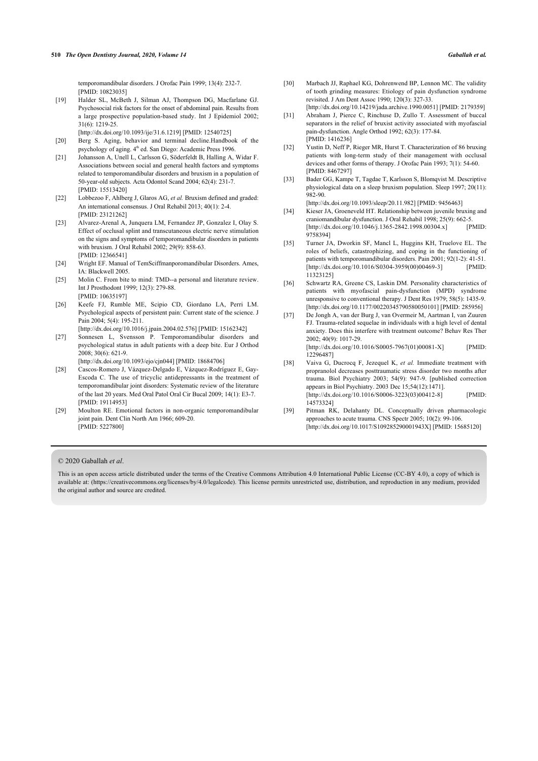temporomandibular disorders. J Orofac Pain 1999; 13(4): 232-7. [PMID: 10823035]

[19] Halder SL, McBeth J, Silman AJ, Thompson DG, Macfarlane GJ. Psychosocial risk factors for the onset of abdominal pain. Results from a large prospective population-based study. Int J Epidemiol 2002; 31(6): 1219-25.
[http://dx.doi.org/10.1093/ije/31.6.1219] [PMID: 12540725]

[20] Berg S. Aging, behavior and terminal decline.Handbook of the psychology of aging. 4th ed. San Diego: Academic Press 1996.

[21] Johansson A, Unell L, Carlsson G, Söderfeldt B, Halling A, Widar F. Associations between social and general health factors and symptoms related to temporomandibular disorders and bruxism in a population of 50-year-old subjects. Acta Odontol Scand 2004; 62(4): 231-7. [PMID: 15513420]

[22] Lobbezoo F, Ahlberg J, Glaros AG, *et al.* Bruxism defined and graded: An international consensus. J Oral Rehabil 2013; 40(1): 2-4. [PMID: 23121262]

[23] Alvarez-Arenal A, Junquera LM, Fernandez JP, Gonzalez I, Olay S. Effect of occlusal splint and transcutaneous electric nerve stimulation on the signs and symptoms of temporomandibular disorders in patients with bruxism. J Oral Rehabil 2002; 29(9): 858-63. [PMID: 12366541]

[24] Wright EF. Manual of TemSciffmanporomandibular Disorders. Ames, IA: Blackwell 2005.

[25] Molin C. From bite to mind: TMD--a personal and literature review. Int J Prosthodont 1999; 12(3): 279-88. [PMID: 10635197]

[26] Keefe FJ, Rumble ME, Scipio CD, Giordano LA, Perri LM. Psychological aspects of persistent pain: Current state of the science. J Pain 2004; 5(4): 195-211.
[http://dx.doi.org/10.1016/j.jpain.2004.02.576] [PMID: 15162342]

[27] Sonnesen L, Svensson P. Temporomandibular disorders and psychological status in adult patients with a deep bite. Eur J Orthod 2008; 30(6): 621-9.
[http://dx.doi.org/10.1093/ejo/cjn044] [PMID: 18684706]

[28] Cascos-Romero J, Vázquez-Delgado E, Vázquez-Rodríguez E, Gay-Escoda C. The use of tricyclic antidepressants in the treatment of temporomandibular joint disorders: Systematic review of the literature of the last 20 years. Med Oral Patol Oral Cir Bucal 2009; 14(1): E3-7. [PMID: 19114953]

[29] Moulton RE. Emotional factors in non-organic temporomandibular joint pain. Dent Clin North Am 1966; 609-20. [PMID: 5227800]

[30] Marbach JJ, Raphael KG, Dohrenwend BP, Lennon MC. The validity of tooth grinding measures: Etiology of pain dysfunction syndrome revisited. J Am Dent Assoc 1990; 120(3): 327-33.
[http://dx.doi.org/10.14219/jada.archive.1990.0051] [PMID: 2179359]

[31] Abraham J, Pierce C, Rinchuse D, Zullo T. Assessment of buccal separators in the relief of bruxist activity associated with myofascial pain-dysfunction. Angle Orthod 1992; 62(3): 177-84. [PMID: 1416236]

[32] Yustin D, Neff P, Rieger MR, Hurst T. Characterization of 86 bruxing patients with long-term study of their management with occlusal devices and other forms of therapy. J Orofac Pain 1993; 7(1): 54-60. [PMID: 8467297]

[33] Bader GG, Kampe T, Tagdae T, Karlsson S, Blomqvist M. Descriptive physiological data on a sleep bruxism population. Sleep 1997; 20(11): 982-90.
[http://dx.doi.org/10.1093/sleep/20.11.982] [PMID: 9456463]

[34] Kieser JA, Groeneveld HT. Relationship between juvenile bruxing and craniomandibular dysfunction. J Oral Rehabil 1998; 25(9): 662-5.
[http://dx.doi.org/10.1046/j.1365-2842.1998.00304.x] [PMID: 9758394]

[35] Turner JA, Dworkin SF, Mancl L, Huggins KH, Truelove EL. The roles of beliefs, catastrophizing, and coping in the functioning of patients with temporomandibular disorders. Pain 2001; 92(1-2): 41-51.
[http://dx.doi.org/10.1016/S0304-3959(00)00469-3] [PMID: 11323125]

[36] Schwartz RA, Greene CS, Laskin DM. Personality characteristics of patients with myofascial pain-dysfunction (MPD) syndrome unresponsive to conventional therapy. J Dent Res 1979; 58(5): 1435-9.
[http://dx.doi.org/10.1177/00220345790580050101] [PMID: 285956]

[37] De Jongh A, van der Burg J, van Overmeir M, Aartman I, van Zuuren FJ. Trauma-related sequelae in individuals with a high level of dental anxiety. Does this interfere with treatment outcome? Behav Res Ther 2002; 40(9): 1017-29.
[http://dx.doi.org/10.1016/S0005-7967(01)00081-X] [PMID: 12296487]

[38] Vaiva G, Ducrocq F, Jezequel K, *et al.* Immediate treatment with propranolol decreases posttraumatic stress disorder two months after trauma. Biol Psychiatry 2003; 54(9): 947-9. [published correction appears in Biol Psychiatry. 2003 Dec 15;54(12):1471].
[http://dx.doi.org/10.1016/S0006-3223(03)00412-8] [PMID: 14573324]

[39] Pitman RK, Delahanty DL. Conceptually driven pharmacologic approaches to acute trauma. CNS Spectr 2005; 10(2): 99-106.
[http://dx.doi.org/10.1017/S109285290001943X] [PMID: 15685120]

© 2020 Gaballah *et al*.

This is an open access article distributed under the terms of the Creative Commons Attribution 4.0 International Public License (CC-BY 4.0), a copy of which is available at: (https://creativecommons.org/licenses/by/4.0/legalcode). This license permits unrestricted use, distribution, and reproduction in any medium, provided the original author and source are credited.